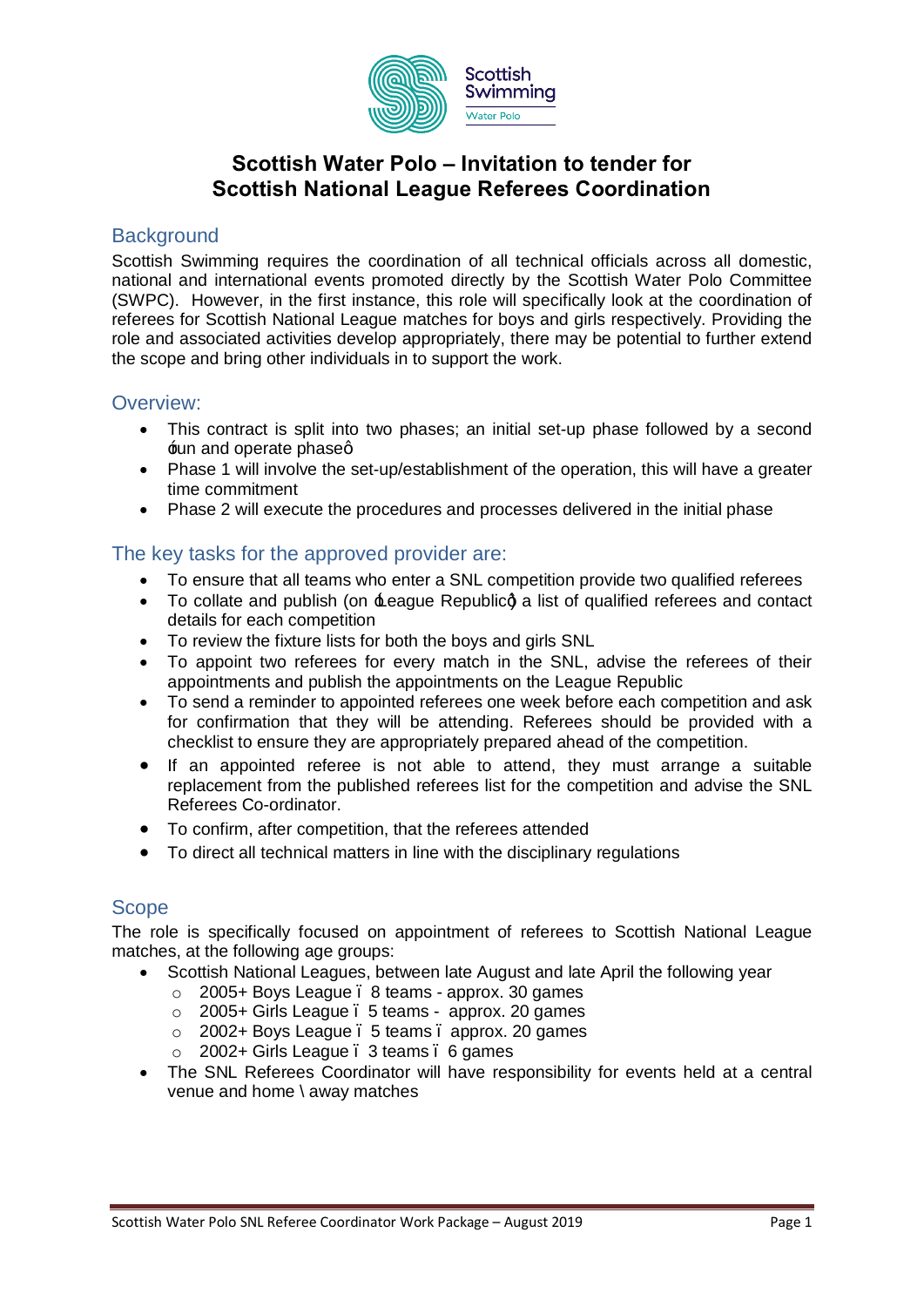Scottish Swimming
Water Polo

# Scottish Water Polo – Invitation to tender for Scottish National League Referees Coordination

## Background

Scottish Swimming requires the coordination of all technical officials across all domestic, national and international events promoted directly by the Scottish Water Polo Committee (SWPC). However, in the first instance, this role will specifically look at the coordination of referees for Scottish National League matches for boys and girls respectively. Providing the role and associated activities develop appropriately, there may be potential to further extend the scope and bring other individuals in to support the work.

## Overview:

- This contract is split into two phases; an initial set-up phase followed by a second 'run and operate phase'
- Phase 1 will involve the set-up/establishment of the operation, this will have a greater time commitment
- Phase 2 will execute the procedures and processes delivered in the initial phase

## The key tasks for the approved provider are:

- To ensure that all teams who enter a SNL competition provide two qualified referees
- To collate and publish (on 'League Republic') a list of qualified referees and contact details for each competition
- To review the fixture lists for both the boys and girls SNL
- To appoint two referees for every match in the SNL, advise the referees of their appointments and publish the appointments on the League Republic
- To send a reminder to appointed referees one week before each competition and ask for confirmation that they will be attending. Referees should be provided with a checklist to ensure they are appropriately prepared ahead of the competition.
- If an appointed referee is not able to attend, they must arrange a suitable replacement from the published referees list for the competition and advise the SNL Referees Co-ordinator.
- To confirm, after competition, that the referees attended
- To direct all technical matters in line with the disciplinary regulations

## Scope

The role is specifically focused on appointment of referees to Scottish National League matches, at the following age groups:

- Scottish National Leagues, between late August and late April the following year
  - 2005+ Boys League – 8 teams - approx. 30 games
  - 2005+ Girls League – 5 teams - approx. 20 games
  - 2002+ Boys League – 5 teams – approx. 20 games
  - 2002+ Girls League – 3 teams – 6 games
- The SNL Referees Coordinator will have responsibility for events held at a central venue and home \ away matches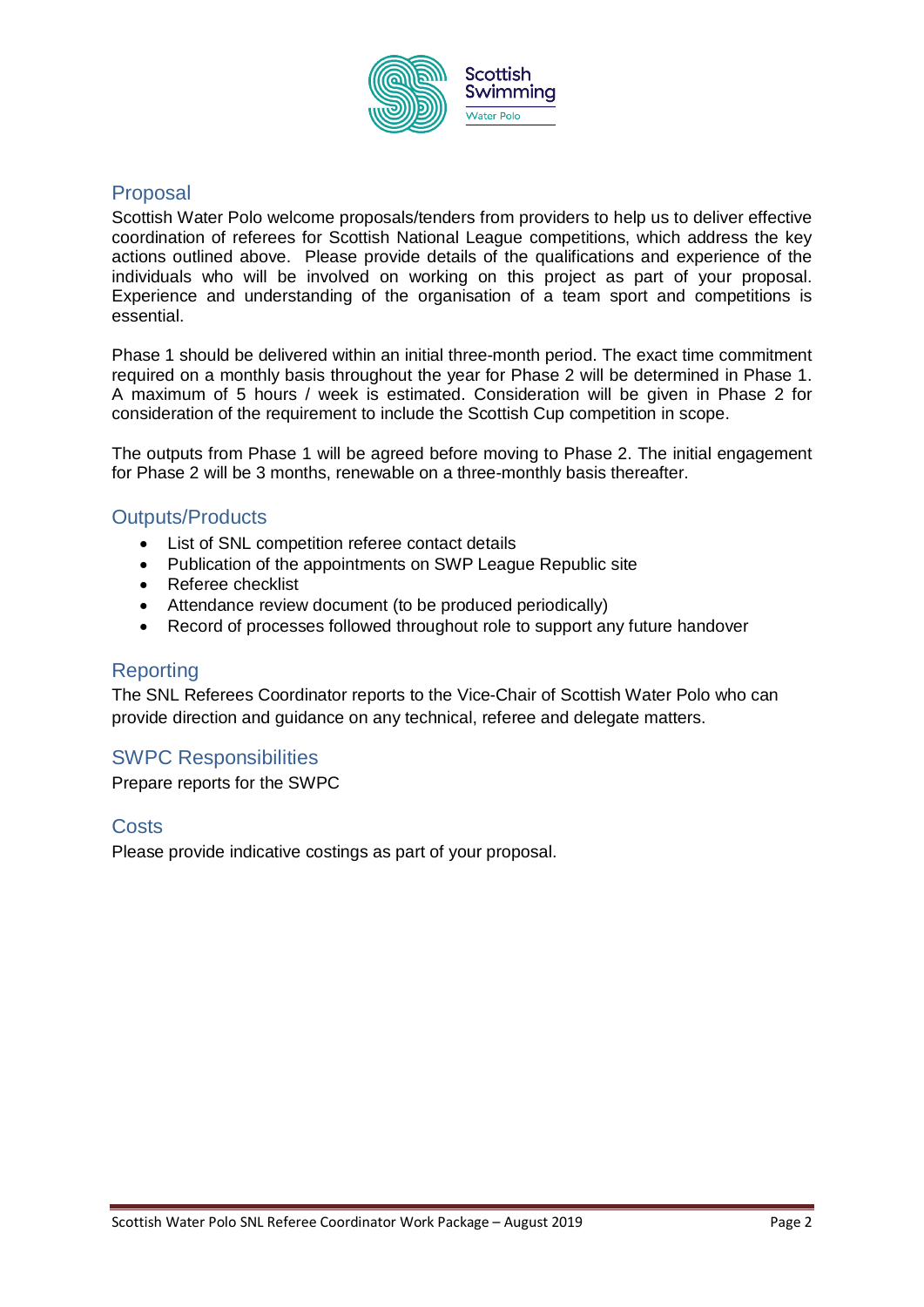## Proposal

Scottish Water Polo welcome proposals/tenders from providers to help us to deliver effective coordination of referees for Scottish National League competitions, which address the key actions outlined above. Please provide details of the qualifications and experience of the individuals who will be involved on working on this project as part of your proposal. Experience and understanding of the organisation of a team sport and competitions is essential.

Phase 1 should be delivered within an initial three-month period. The exact time commitment required on a monthly basis throughout the year for Phase 2 will be determined in Phase 1. A maximum of 5 hours / week is estimated. Consideration will be given in Phase 2 for consideration of the requirement to include the Scottish Cup competition in scope.

The outputs from Phase 1 will be agreed before moving to Phase 2. The initial engagement for Phase 2 will be 3 months, renewable on a three-monthly basis thereafter.

## Outputs/Products

- List of SNL competition referee contact details
- Publication of the appointments on SWP League Republic site
- Referee checklist
- Attendance review document (to be produced periodically)
- Record of processes followed throughout role to support any future handover

## Reporting

The SNL Referees Coordinator reports to the Vice-Chair of Scottish Water Polo who can provide direction and guidance on any technical, referee and delegate matters.

## SWPC Responsibilities

Prepare reports for the SWPC

## Costs

Please provide indicative costings as part of your proposal.